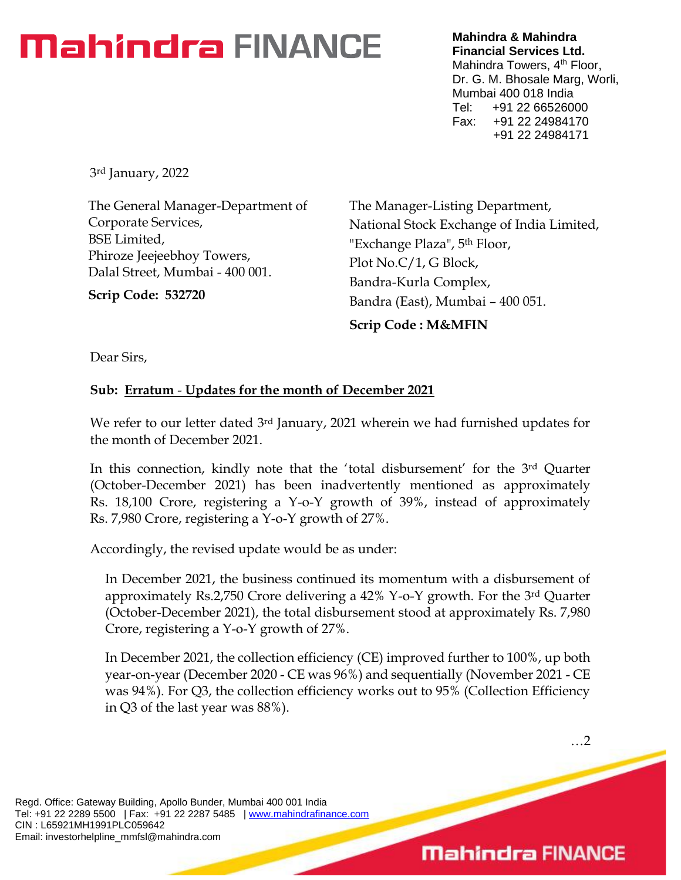**Mahindra FINANCE**

**Mahindra & Mahindra Financial Services Ltd.**
Mahindra Towers, 4th Floor,
Dr. G. M. Bhosale Marg, Worli,
Mumbai 400 018 India
Tel: +91 22 66526000
Fax: +91 22 24984170
+91 22 24984171

3rd January, 2022

The General Manager-Department of Corporate Services,
BSE Limited,
Phiroze Jeejeebhoy Towers,
Dalal Street, Mumbai - 400 001.

**Scrip Code: 532720**

The Manager-Listing Department,
National Stock Exchange of India Limited,
"Exchange Plaza", 5th Floor,
Plot No.C/1, G Block,
Bandra-Kurla Complex,
Bandra (East), Mumbai – 400 051.

**Scrip Code : M&MFIN**

Dear Sirs,

**Sub: Erratum - Updates for the month of December 2021**

We refer to our letter dated 3rd January, 2021 wherein we had furnished updates for the month of December 2021.

In this connection, kindly note that the 'total disbursement' for the 3rd Quarter (October-December 2021) has been inadvertently mentioned as approximately Rs. 18,100 Crore, registering a Y-o-Y growth of 39%, instead of approximately Rs. 7,980 Crore, registering a Y-o-Y growth of 27%.

Accordingly, the revised update would be as under:

> In December 2021, the business continued its momentum with a disbursement of approximately Rs.2,750 Crore delivering a 42% Y-o-Y growth. For the 3rd Quarter (October-December 2021), the total disbursement stood at approximately Rs. 7,980 Crore, registering a Y-o-Y growth of 27%.
>
> In December 2021, the collection efficiency (CE) improved further to 100%, up both year-on-year (December 2020 - CE was 96%) and sequentially (November 2021 - CE was 94%). For Q3, the collection efficiency works out to 95% (Collection Efficiency in Q3 of the last year was 88%).

…2

Regd. Office: Gateway Building, Apollo Bunder, Mumbai 400 001 India
Tel: +91 22 2289 5500 | Fax: +91 22 2287 5485 | www.mahindrafinance.com
CIN : L65921MH1991PLC059642
Email: investorhelpline_mmfsl@mahindra.com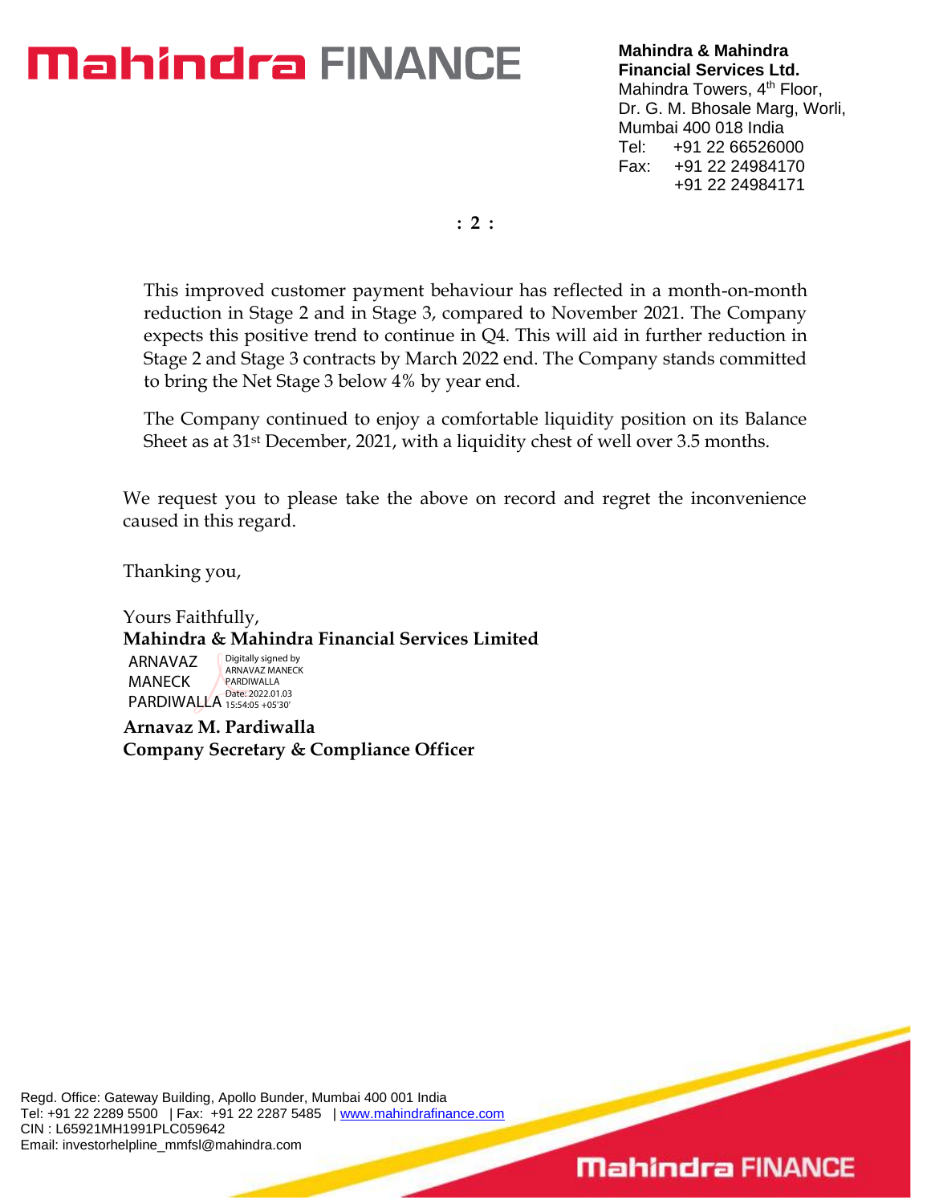This improved customer payment behaviour has reflected in a month-on-month reduction in Stage 2 and in Stage 3, compared to November 2021. The Company expects this positive trend to continue in Q4. This will aid in further reduction in Stage 2 and Stage 3 contracts by March 2022 end. The Company stands committed to bring the Net Stage 3 below 4% by year end.

The Company continued to enjoy a comfortable liquidity position on its Balance Sheet as at 31st December, 2021, with a liquidity chest of well over 3.5 months.

We request you to please take the above on record and regret the inconvenience caused in this regard.

Thanking you,

Yours Faithfully,

**Mahindra & Mahindra Financial Services Limited**

ARNAVAZ MANECK PARDIWALLA

Digitally signed by ARNAVAZ MANECK PARDIWALLA
Date: 2022.01.03 15:54:05 +05'30'

**Arnavaz M. Pardiwalla**
**Company Secretary & Compliance Officer**